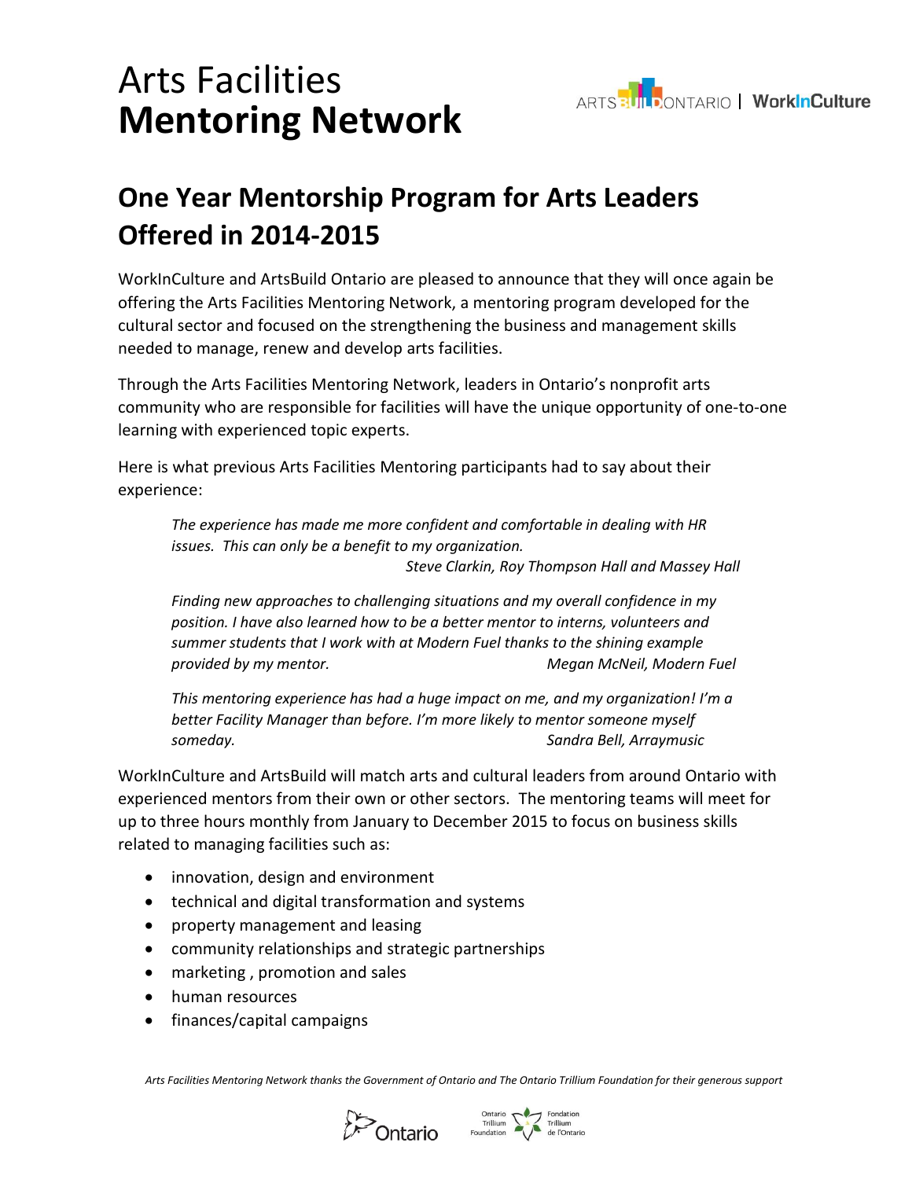# Arts Facilities **Mentoring Network**

ARTSBUILDONTARIO | WorkInCulture

## One Year Mentorship Program for Arts Leaders Offered in 2014-2015

WorkInCulture and ArtsBuild Ontario are pleased to announce that they will once again be offering the Arts Facilities Mentoring Network, a mentoring program developed for the cultural sector and focused on the strengthening the business and management skills needed to manage, renew and develop arts facilities.

Through the Arts Facilities Mentoring Network, leaders in Ontario's nonprofit arts community who are responsible for facilities will have the unique opportunity of one-to-one learning with experienced topic experts.

Here is what previous Arts Facilities Mentoring participants had to say about their experience:

> *The experience has made me more confident and comfortable in dealing with HR issues. This can only be a benefit to my organization.*
> *Steve Clarkin, Roy Thompson Hall and Massey Hall*

> *Finding new approaches to challenging situations and my overall confidence in my position. I have also learned how to be a better mentor to interns, volunteers and summer students that I work with at Modern Fuel thanks to the shining example provided by my mentor.* *Megan McNeil, Modern Fuel*

> *This mentoring experience has had a huge impact on me, and my organization! I'm a better Facility Manager than before. I'm more likely to mentor someone myself someday.* *Sandra Bell, Arraymusic*

WorkInCulture and ArtsBuild will match arts and cultural leaders from around Ontario with experienced mentors from their own or other sectors. The mentoring teams will meet for up to three hours monthly from January to December 2015 to focus on business skills related to managing facilities such as:

- innovation, design and environment
- technical and digital transformation and systems
- property management and leasing
- community relationships and strategic partnerships
- marketing , promotion and sales
- human resources
- finances/capital campaigns

*Arts Facilities Mentoring Network thanks the Government of Ontario and The Ontario Trillium Foundation for their generous support*

Ontario | Ontario Trillium Foundation / Fondation Trillium de l'Ontario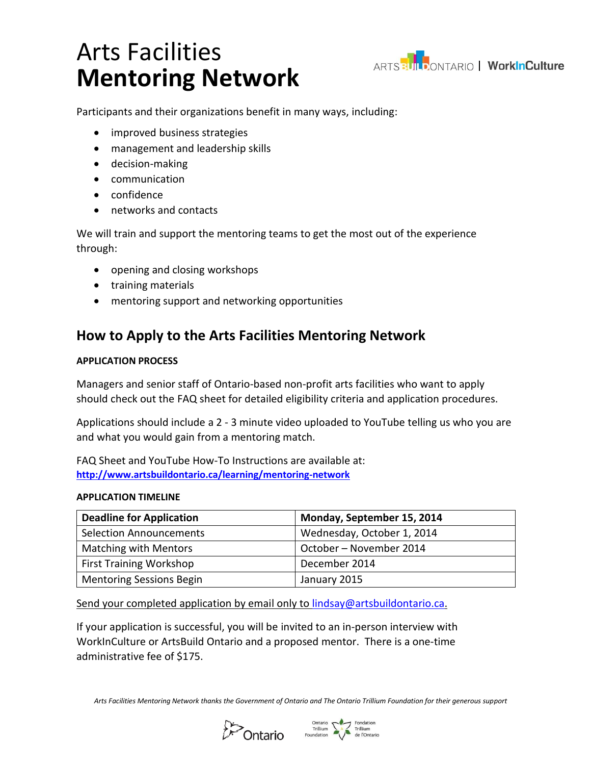# Arts Facilities
# **Mentoring Network**

Participants and their organizations benefit in many ways, including:

- improved business strategies
- management and leadership skills
- decision-making
- communication
- confidence
- networks and contacts

We will train and support the mentoring teams to get the most out of the experience through:

- opening and closing workshops
- training materials
- mentoring support and networking opportunities

## How to Apply to the Arts Facilities Mentoring Network

**APPLICATION PROCESS**

Managers and senior staff of Ontario-based non-profit arts facilities who want to apply should check out the FAQ sheet for detailed eligibility criteria and application procedures.

Applications should include a 2 - 3 minute video uploaded to YouTube telling us who you are and what you would gain from a mentoring match.

FAQ Sheet and YouTube How-To Instructions are available at:
**http://www.artsbuildontario.ca/learning/mentoring-network**

**APPLICATION TIMELINE**

| **Deadline for Application** | **Monday, September 15, 2014** |
|---|---|
| Selection Announcements | Wednesday, October 1, 2014 |
| Matching with Mentors | October – November 2014 |
| First Training Workshop | December 2014 |
| Mentoring Sessions Begin | January 2015 |

Send your completed application by email only to lindsay@artsbuildontario.ca.

If your application is successful, you will be invited to an in-person interview with WorkInCulture or ArtsBuild Ontario and a proposed mentor. There is a one-time administrative fee of $175.

*Arts Facilities Mentoring Network thanks the Government of Ontario and The Ontario Trillium Foundation for their generous support*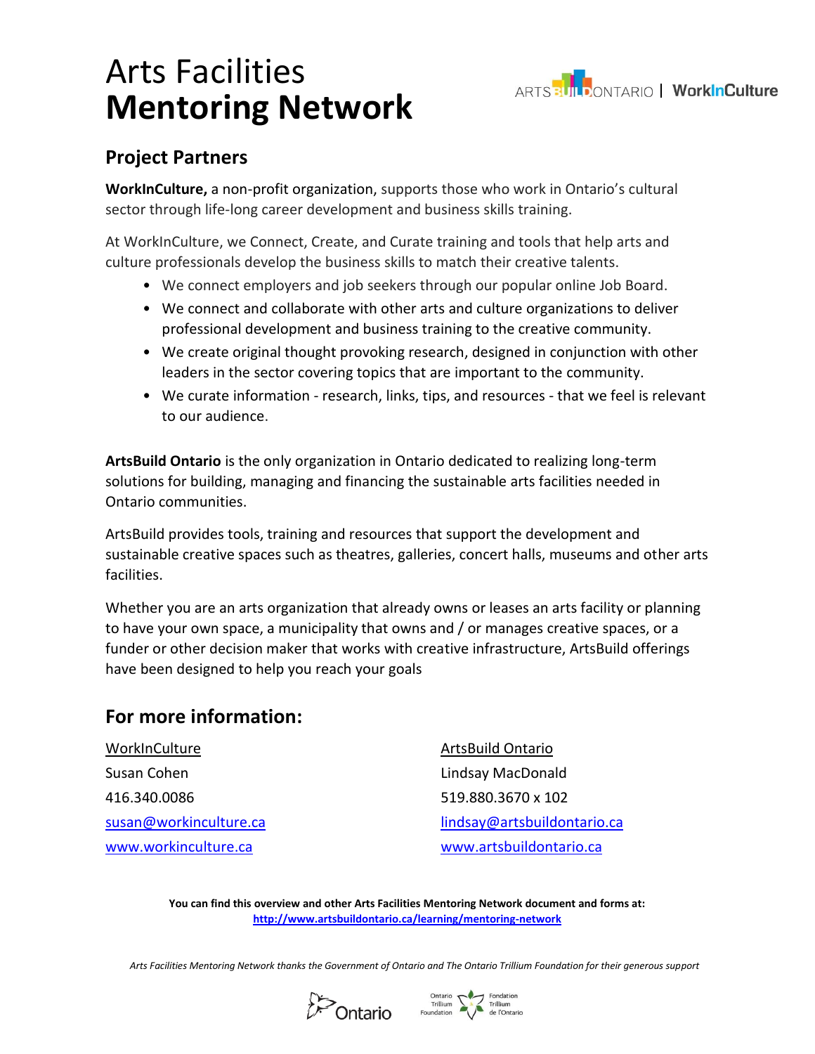# Arts Facilities **Mentoring Network**

## Project Partners

**WorkInCulture,** a non-profit organization, supports those who work in Ontario's cultural sector through life-long career development and business skills training.

At WorkInCulture, we Connect, Create, and Curate training and tools that help arts and culture professionals develop the business skills to match their creative talents.

- We connect employers and job seekers through our popular online Job Board.
- We connect and collaborate with other arts and culture organizations to deliver professional development and business training to the creative community.
- We create original thought provoking research, designed in conjunction with other leaders in the sector covering topics that are important to the community.
- We curate information - research, links, tips, and resources - that we feel is relevant to our audience.

**ArtsBuild Ontario** is the only organization in Ontario dedicated to realizing long-term solutions for building, managing and financing the sustainable arts facilities needed in Ontario communities.

ArtsBuild provides tools, training and resources that support the development and sustainable creative spaces such as theatres, galleries, concert halls, museums and other arts facilities.

Whether you are an arts organization that already owns or leases an arts facility or planning to have your own space, a municipality that owns and / or manages creative spaces, or a funder or other decision maker that works with creative infrastructure, ArtsBuild offerings have been designed to help you reach your goals

## For more information:

WorkInCulture
Susan Cohen
416.340.0086
susan@workinculture.ca
www.workinculture.ca

ArtsBuild Ontario
Lindsay MacDonald
519.880.3670 x 102
lindsay@artsbuildontario.ca
www.artsbuildontario.ca

**You can find this overview and other Arts Facilities Mentoring Network document and forms at:**
**http://www.artsbuildontario.ca/learning/mentoring-network**

*Arts Facilities Mentoring Network thanks the Government of Ontario and The Ontario Trillium Foundation for their generous support*